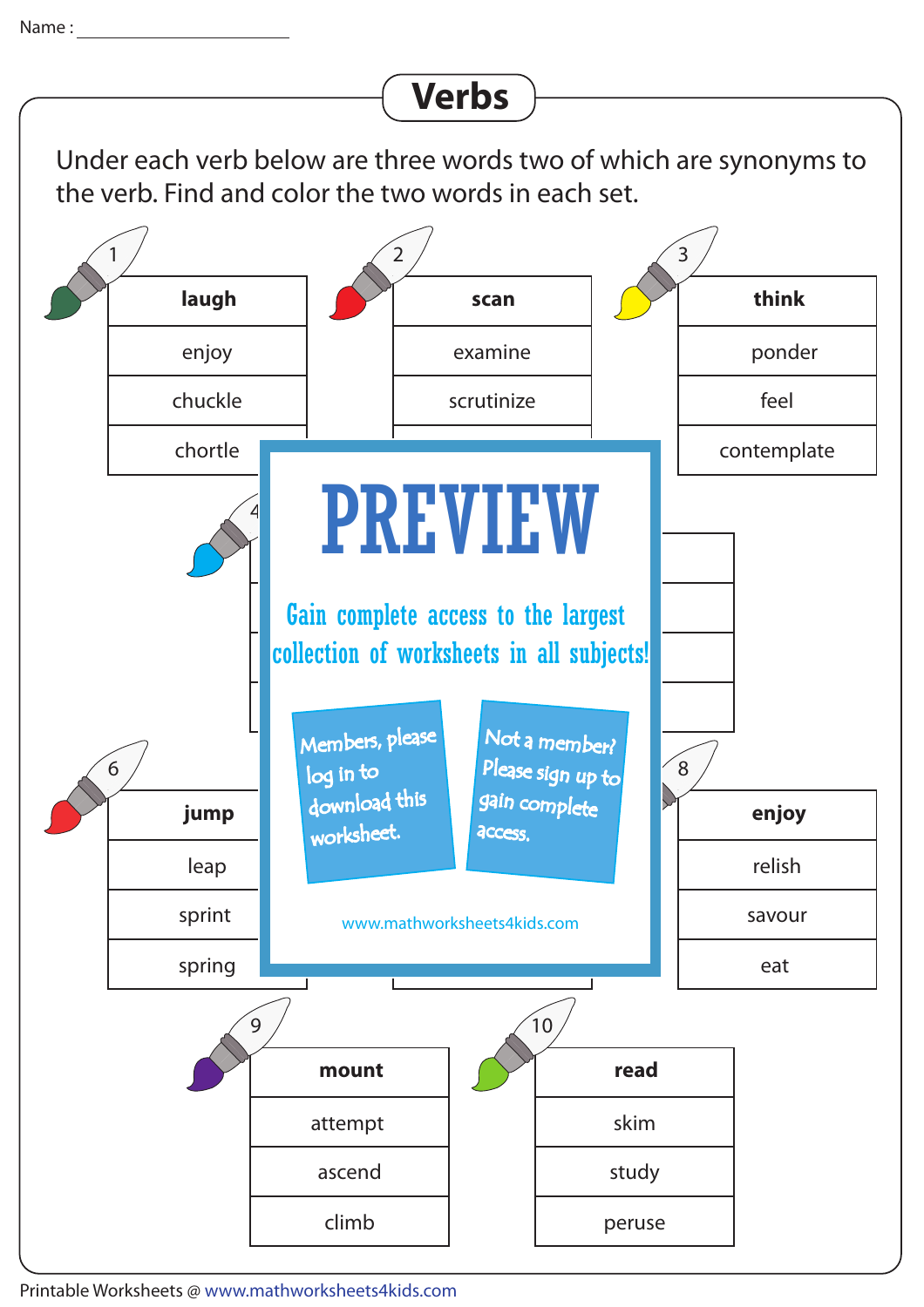Name : ______________________

# Verbs

Under each verb below are three words two of which are synonyms to the verb. Find and color the two words in each set.

**1**

| laugh |
|---|
| enjoy |
| chuckle |
| chortle |

**2**

| scan |
|---|
| examine |
| scrutinize |

**3**

| think |
|---|
| ponder |
| feel |
| contemplate |

**4**

**6**

| jump |
|---|
| leap |
| sprint |
| spring |

**8**

| enjoy |
|---|
| relish |
| savour |
| eat |

**9**

| mount |
|---|
| attempt |
| ascend |
| climb |

**10**

| read |
|---|
| skim |
| study |
| peruse |

PREVIEW

Gain complete access to the largest collection of worksheets in all subjects!

Members, please log in to download this worksheet.

Not a member? Please sign up to gain complete access.

www.mathworksheets4kids.com

Printable Worksheets @ www.mathworksheets4kids.com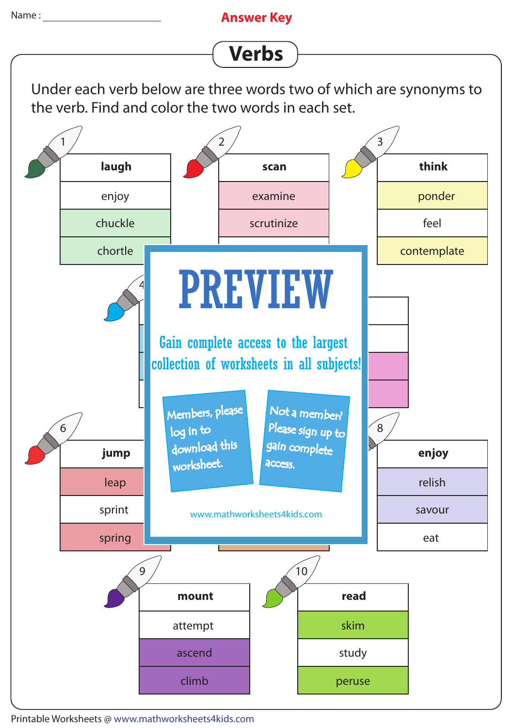Name : ______________________

**Answer Key**

# Verbs

Under each verb below are three words two of which are synonyms to the verb. Find and color the two words in each set.

| 1 |
|---|
| **laugh** |
| enjoy |
| chuckle |
| chortle |

| 2 |
|---|
| **scan** |
| examine |
| scrutinize |
| |

| 3 |
|---|
| **think** |
| ponder |
| feel |
| contemplate |

4

**PREVIEW**

Gain complete access to the largest collection of worksheets in all subjects!

Members, please log in to download this worksheet.

Not a member? Please sign up to gain complete access.

www.mathworksheets4kids.com

| 6 |
|---|
| **jump** |
| leap |
| sprint |
| spring |

| 8 |
|---|
| **enjoy** |
| relish |
| savour |
| eat |

| 9 |
|---|
| **mount** |
| attempt |
| ascend |
| climb |

| 10 |
|---|
| **read** |
| skim |
| study |
| peruse |

Printable Worksheets @ www.mathworksheets4kids.com